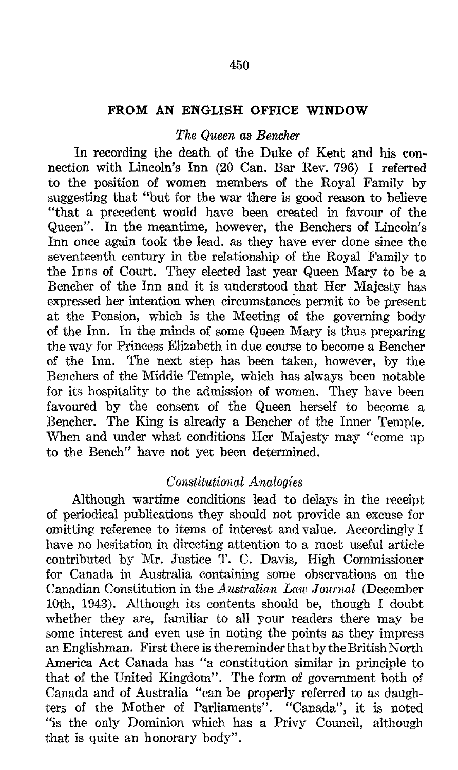## FROM AN ENGLISH OFFICE WINDOW

### *The Queen as Bencher*

In recording the death of the Duke of Kent and his connection with Lincoln's Inn (20 Can. Bar Rev. 796) I referred to the position of women members of the Royal Family by suggesting that "but for the war there is good reason to believe "that a precedent would have been created in favour of the Queen". In the meantime, however, the Benchers of Lincoln's Inn once again took the lead. as they have ever done since the seventeenth century in the relationship of the Royal Family to the Inns of Court. They elected last year Queen Mary to be a Bencher of the Inn and it is understood that Her Majesty has expressed her intention when circumstances permit to be present at the Pension, which is the Meeting of the governing body of the Inn. In the minds of some Queen Mary is thus preparing the way for Princess Elizabeth in due course to become a Bencher of the Inn. The next step has been taken, however, by the Benchers of the Middle Temple, which has always been notable for its hospitality to the admission of women. They have been favoured by the consent of the Queen herself to become a Bencher. The King is already a Bencher of the Inner Temple. When and under what conditions Her Majesty may "come up to the Bench" have not yet been determined.

### *Constitutional Analogies*

Although wartime conditions lead to delays in the receipt of periodical publications they should not provide an excuse for omitting reference to items of interest and value. Accordingly I have no hesitation in directing attention to a most useful article contributed by Mr. Justice T. C. Davis, High Commissioner for Canada in Australia containing some observations on the Canadian Constitution in the *Australian Law Journal* (December 10th, 1943). Although its contents should be, though I doubt whether they are, familiar to all your readers there may be some interest and even use in noting the points as they impress an Englishman. First there is the reminder that by the British North America Act Canada has "a constitution similar in principle to that of the United Kingdom". The form of government both of Canada and of Australia "can be properly referred to as daughters of the Mother of Parliaments". "Canada", it is noted "is the only Dominion which has a Privy Council, although that is quite an honorary body".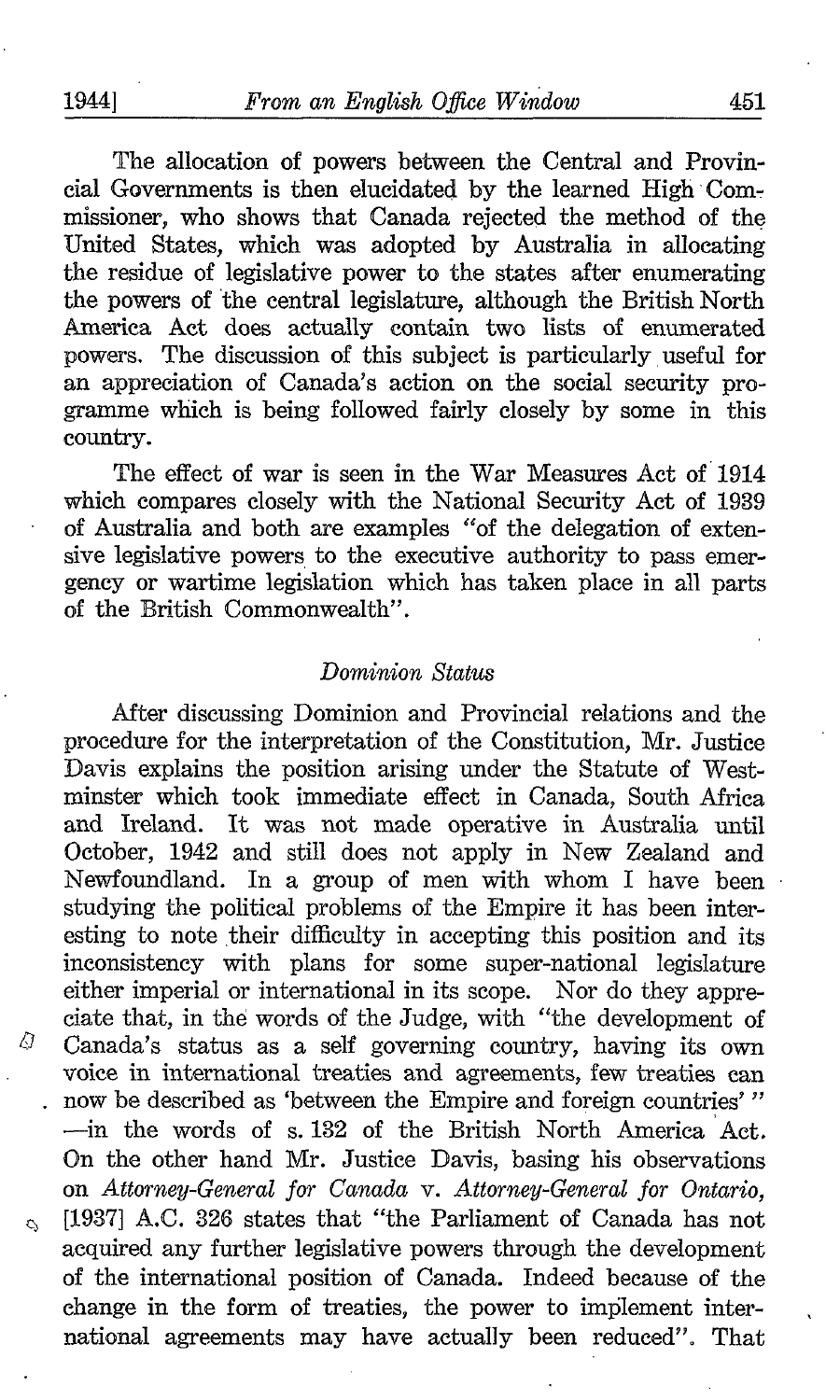The allocation of powers between the Central and Provincial Governments is then elucidated by the learned High Commissioner, who shows that Canada rejected the method of the United States, which was adopted by Australia in allocating the residue of legislative power to the states after enumerating the powers of the central legislature, although the British North America Act does actually contain two lists of enumerated powers. The discussion of this subject is particularly useful for an appreciation of Canada's action on the social security programme which is being followed fairly closely by some in this country.

The effect of war is seen in the War Measures Act of 1914 which compares closely with the National Security Act of 1939 of Australia and both are examples "of the delegation of extensive legislative powers to the executive authority to pass emergency or wartime legislation which has taken place in all parts of the British Commonwealth".

### *Dominion Status*

After discussing Dominion and Provincial relations and the procedure for the interpretation of the Constitution, Mr. Justice Davis explains the position arising under the Statute of Westminster which took immediate effect in Canada, South Africa and Ireland. It was not made operative in Australia until October, 1942 and still does not apply in New Zealand and Newfoundland. In a group of men with whom I have been studying the political problems of the Empire it has been interesting to note their difficulty in accepting this position and its inconsistency with plans for some super-national legislature either imperial or international in its scope. Nor do they appreciate that, in the words of the Judge, with "the development of Canada's status as a self governing country, having its own voice in international treaties and agreements, few treaties can now be described as 'between the Empire and foreign countries' " —in the words of s. 132 of the British North America Act. On the other hand Mr. Justice Davis, basing his observations on *Attorney-General for Canada* v. *Attorney-General for Ontario*, [1937] A.C. 326 states that "the Parliament of Canada has not acquired any further legislative powers through the development of the international position of Canada. Indeed because of the change in the form of treaties, the power to implement international agreements may have actually been reduced". That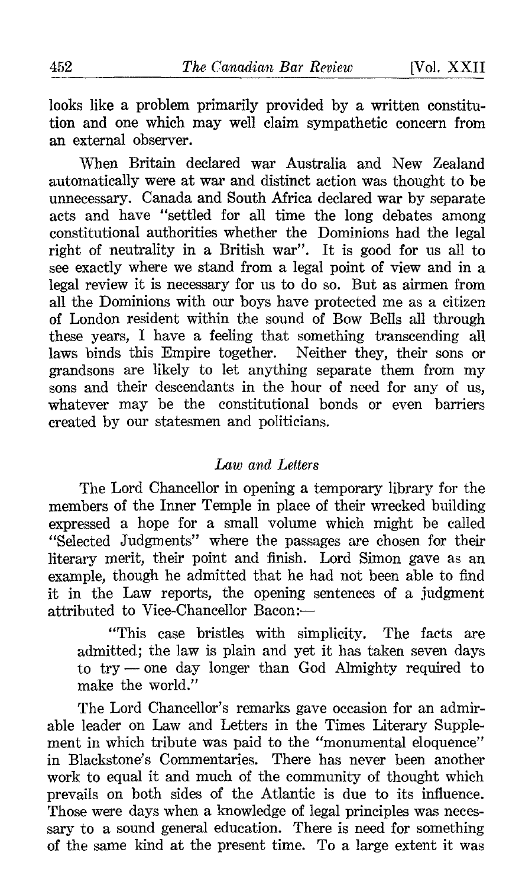looks like a problem primarily provided by a written constitution and one which may well claim sympathetic concern from an external observer.

When Britain declared war Australia and New Zealand automatically were at war and distinct action was thought to be unnecessary. Canada and South Africa declared war by separate acts and have "settled for all time the long debates among constitutional authorities whether the Dominions had the legal right of neutrality in a British war". It is good for us all to see exactly where we stand from a legal point of view and in a legal review it is necessary for us to do so. But as airmen from all the Dominions with our boys have protected me as a citizen of London resident within the sound of Bow Bells all through these years, I have a feeling that something transcending all laws binds this Empire together. Neither they, their sons or grandsons are likely to let anything separate them from my sons and their descendants in the hour of need for any of us, whatever may be the constitutional bonds or even barriers created by our statesmen and politicians.

### *Law and Letters*

The Lord Chancellor in opening a temporary library for the members of the Inner Temple in place of their wrecked building expressed a hope for a small volume which might be called "Selected Judgments" where the passages are chosen for their literary merit, their point and finish. Lord Simon gave as an example, though he admitted that he had not been able to find it in the Law reports, the opening sentences of a judgment attributed to Vice-Chancellor Bacon:—

> "This case bristles with simplicity. The facts are admitted; the law is plain and yet it has taken seven days to try — one day longer than God Almighty required to make the world."

The Lord Chancellor's remarks gave occasion for an admirable leader on Law and Letters in the Times Literary Supplement in which tribute was paid to the "monumental eloquence" in Blackstone's Commentaries. There has never been another work to equal it and much of the community of thought which prevails on both sides of the Atlantic is due to its influence. Those were days when a knowledge of legal principles was necessary to a sound general education. There is need for something of the same kind at the present time. To a large extent it was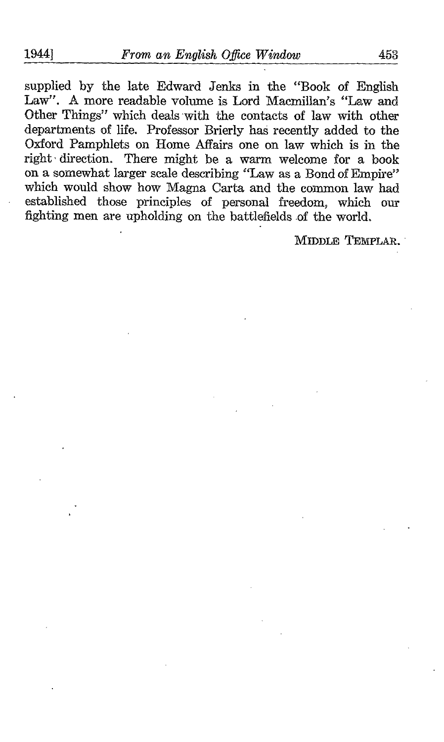supplied by the late Edward Jenks in the "Book of English Law". A more readable volume is Lord Macmillan's "Law and Other Things" which deals with the contacts of law with other departments of life. Professor Brierly has recently added to the Oxford Pamphlets on Home Affairs one on law which is in the right direction. There might be a warm welcome for a book on a somewhat larger scale describing "Law as a Bond of Empire" which would show how Magna Carta and the common law had established those principles of personal freedom, which our fighting men are upholding on the battlefields of the world.

MIDDLE TEMPLAR.